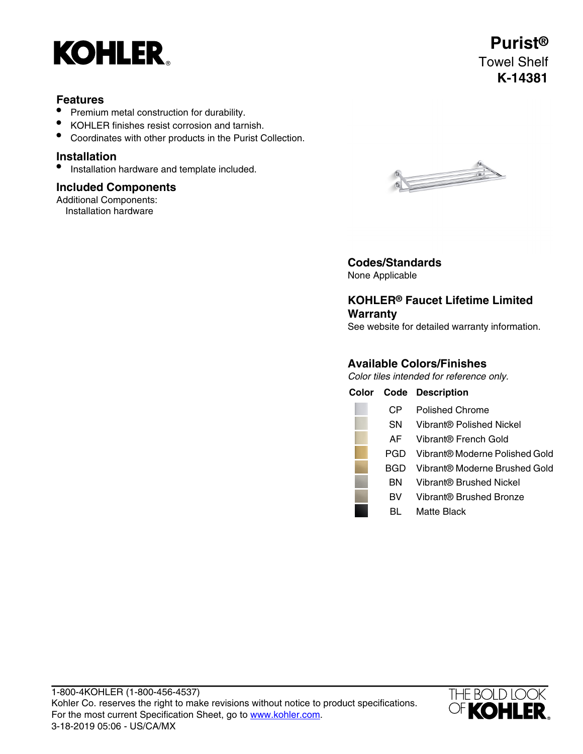# Purist®

Towel Shelf

**K-14381**

## Features

- Premium metal construction for durability.
- KOHLER finishes resist corrosion and tarnish.
- Coordinates with other products in the Purist Collection.

## Installation

- Installation hardware and template included.

## Included Components

Additional Components:
Installation hardware

## Codes/Standards

None Applicable

## KOHLER® Faucet Lifetime Limited Warranty

See website for detailed warranty information.

## Available Colors/Finishes

*Color tiles intended for reference only.*

| Color | Code | Description |
|---|---|---|
| | CP | Polished Chrome |
| | SN | Vibrant® Polished Nickel |
| | AF | Vibrant® French Gold |
| | PGD | Vibrant® Moderne Polished Gold |
| | BGD | Vibrant® Moderne Brushed Gold |
| | BN | Vibrant® Brushed Nickel |
| | BV | Vibrant® Brushed Bronze |
| | BL | Matte Black |

1-800-4KOHLER (1-800-456-4537)
Kohler Co. reserves the right to make revisions without notice to product specifications.
For the most current Specification Sheet, go to www.kohler.com.
3-18-2019 05:06 - US/CA/MX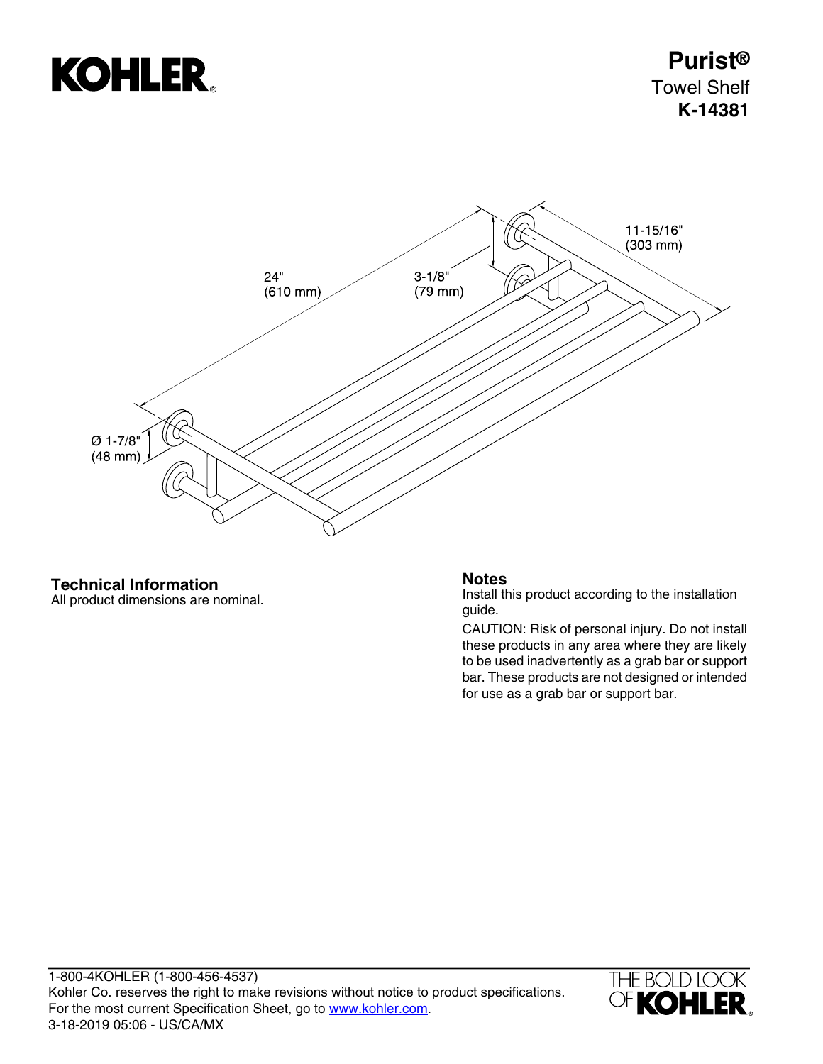# KOHLER

**Purist®**
Towel Shelf
**K-14381**

24"
(610 mm)

3-1/8"
(79 mm)

11-15/16"
(303 mm)

Ø 1-7/8"
(48 mm)

## Technical Information

All product dimensions are nominal.

## Notes

Install this product according to the installation guide.

CAUTION: Risk of personal injury. Do not install these products in any area where they are likely to be used inadvertently as a grab bar or support bar. These products are not designed or intended for use as a grab bar or support bar.

1-800-4KOHLER (1-800-456-4537)
Kohler Co. reserves the right to make revisions without notice to product specifications.
For the most current Specification Sheet, go to www.kohler.com.
3-18-2019 05:06 - US/CA/MX

THE BOLD LOOK OF KOHLER